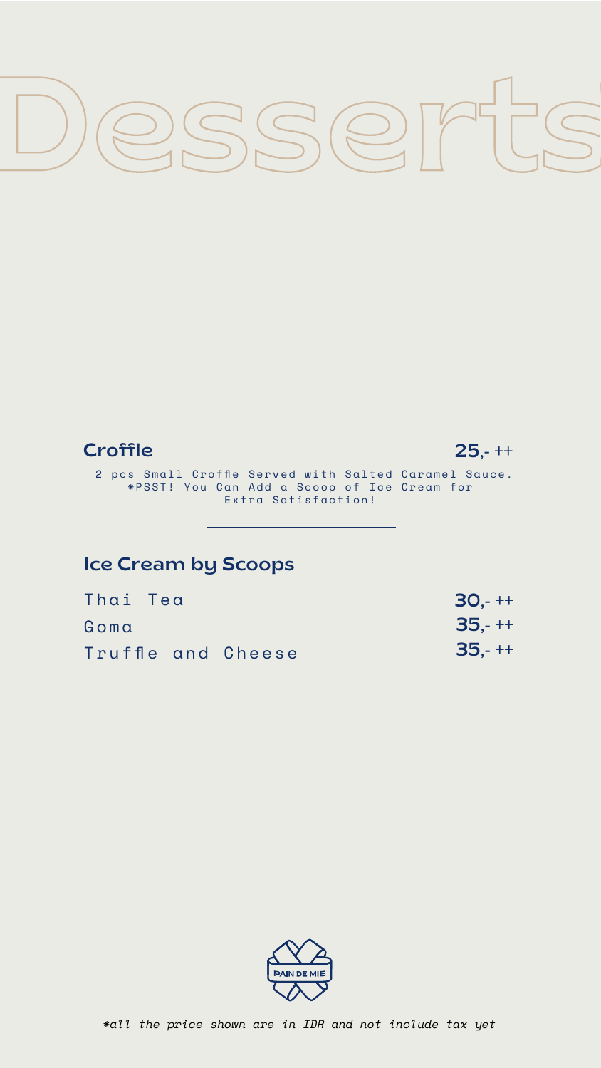# Desserts

## Croffle

**25,- ++**

2 pcs Small Croffle Served with Salted Caramel Sauce.
*PSST! You Can Add a Scoop of Ice Cream for Extra Satisfaction!

---

## Ice Cream by Scoops

| Item | Price |
| --- | --- |
| Thai Tea | **30,- ++** |
| Goma | **35,- ++** |
| Truffle and Cheese | **35,- ++** |

PAIN DE MIE

*all the price shown are in IDR and not include tax yet*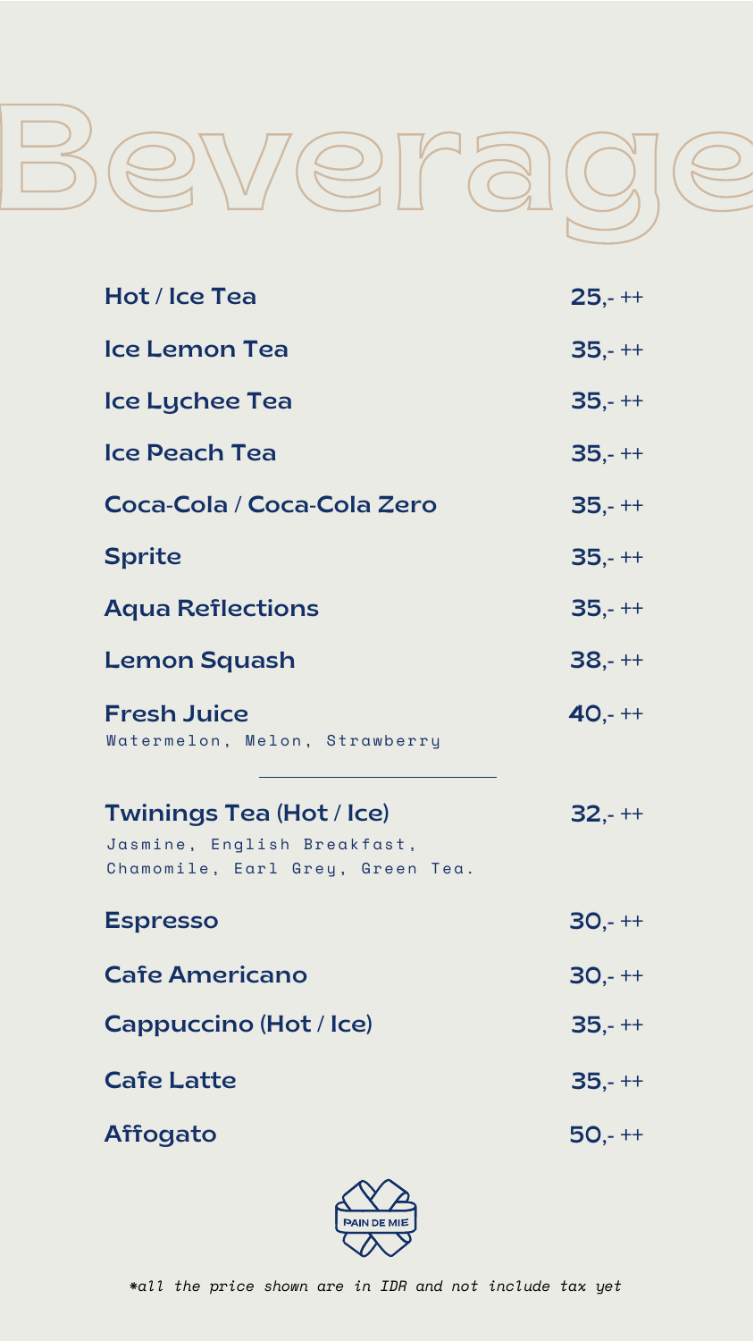# Beverage

| Item | Price |
| --- | --- |
| **Hot / Ice Tea** | **25**,- ++ |
| **Ice Lemon Tea** | **35**,- ++ |
| **Ice Lychee Tea** | **35**,- ++ |
| **Ice Peach Tea** | **35**,- ++ |
| **Coca-Cola / Coca-Cola Zero** | **35**,- ++ |
| **Sprite** | **35**,- ++ |
| **Aqua Reflections** | **35**,- ++ |
| **Lemon Squash** | **38**,- ++ |
| **Fresh Juice**<br>Watermelon, Melon, Strawberry | **40**,- ++ |

---

| Item | Price |
| --- | --- |
| **Twinings Tea (Hot / Ice)**<br>Jasmine, English Breakfast, Chamomile, Earl Grey, Green Tea. | **32**,- ++ |
| **Espresso** | **30**,- ++ |
| **Cafe Americano** | **30**,- ++ |
| **Cappuccino (Hot / Ice)** | **35**,- ++ |
| **Cafe Latte** | **35**,- ++ |
| **Affogato** | **50**,- ++ |

PAIN DE MIE

*all the price shown are in IDR and not include tax yet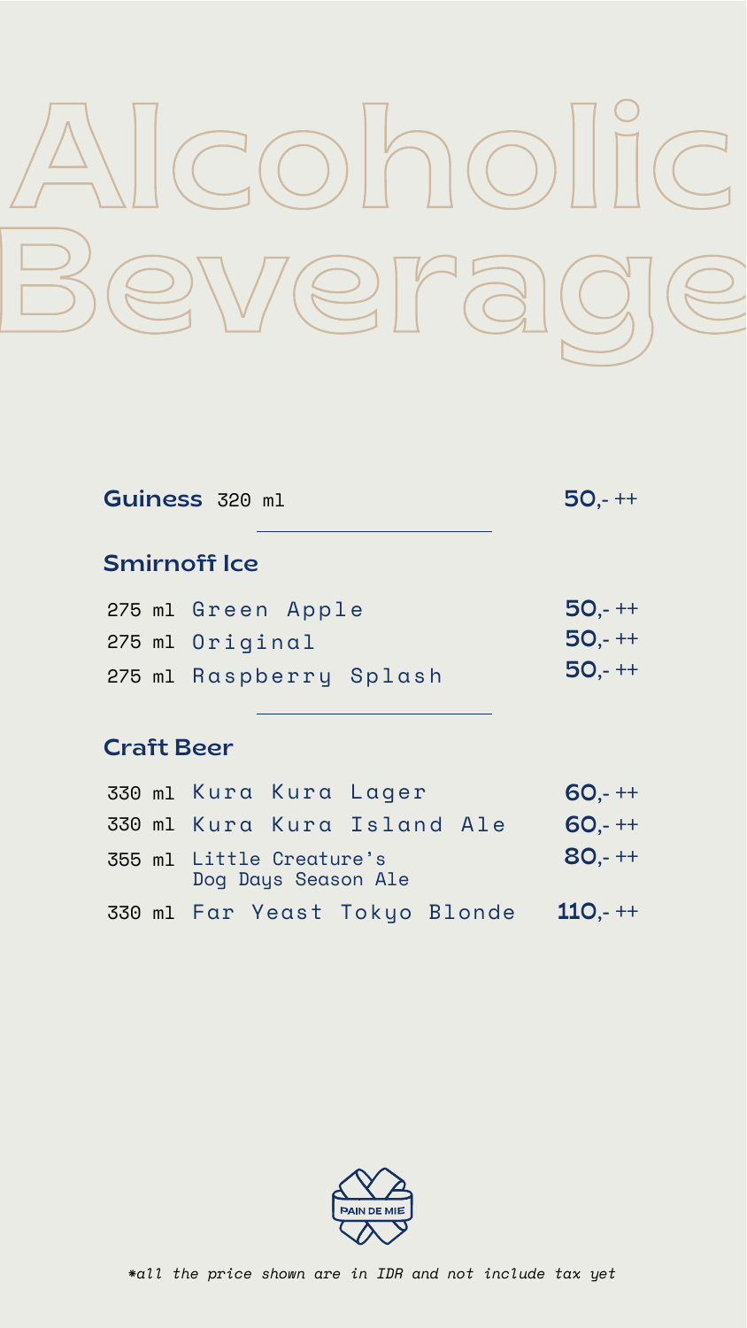# Alcoholic Beverage

**Guiness** 320 ml **50,- ++**

## Smirnoff Ice

| | | |
|---|---|---|
| 275 ml | Green Apple | **50,- ++** |
| 275 ml | Original | **50,- ++** |
| 275 ml | Raspberry Splash | **50,- ++** |

## Craft Beer

| | | |
|---|---|---|
| 330 ml | Kura Kura Lager | **60,- ++** |
| 330 ml | Kura Kura Island Ale | **60,- ++** |
| 355 ml | Little Creature's Dog Days Season Ale | **80,- ++** |
| 330 ml | Far Yeast Tokyo Blonde | **110,- ++** |

PAIN DE MIE

*\*all the price shown are in IDR and not include tax yet*